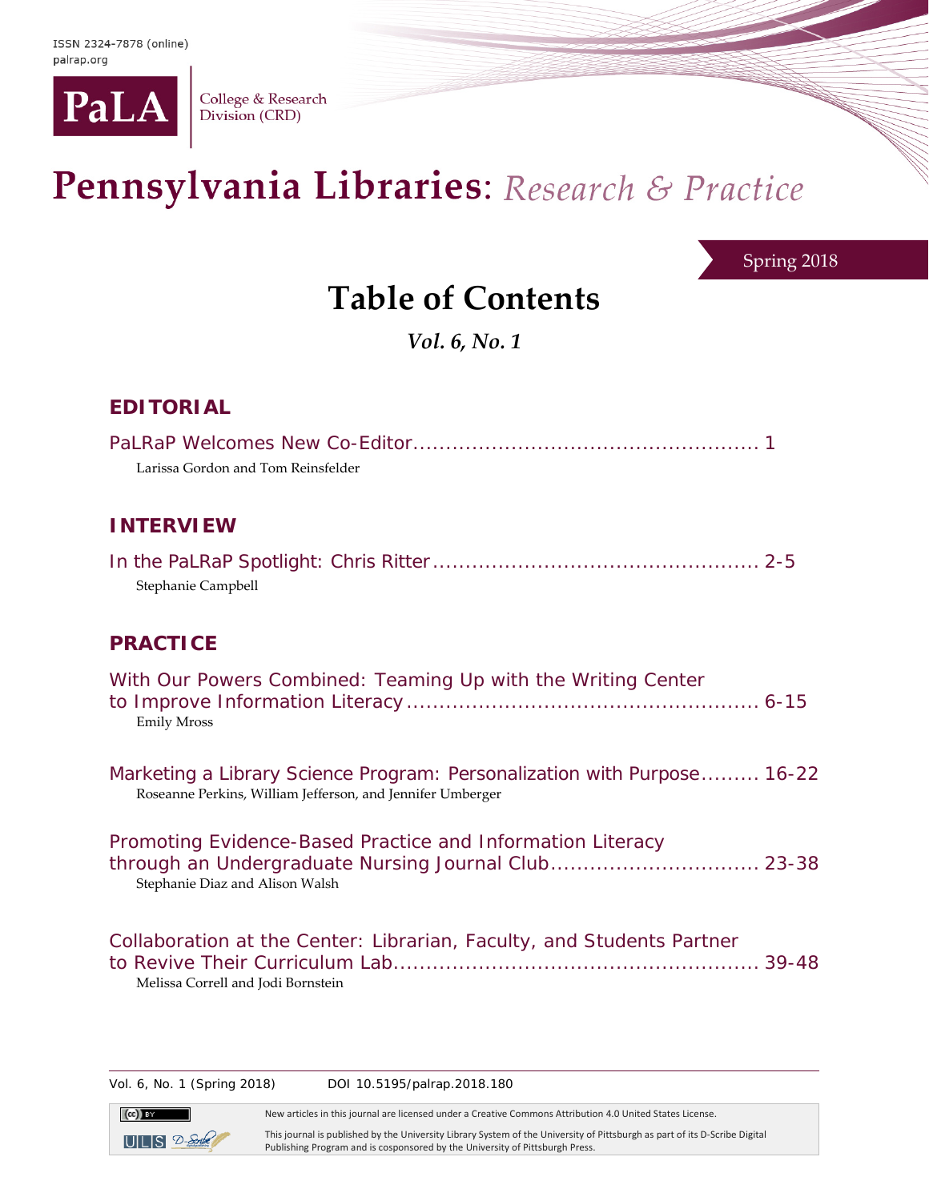ISSN 2324-7878 (online)
palrap.org

PaLA College & Research Division (CRD)

# Pennsylvania Libraries: *Research & Practice*

Spring 2018

## Table of Contents

***Vol. 6, No. 1***

### EDITORIAL

PaLRaP Welcomes New Co-Editor .................................................... 1
Larissa Gordon and Tom Reinsfelder

### INTERVIEW

In the PaLRaP Spotlight: Chris Ritter .................................................. 2-5
Stephanie Campbell

### PRACTICE

With Our Powers Combined: Teaming Up with the Writing Center to Improve Information Literacy ...................................................... 6-15
Emily Mross

Marketing a Library Science Program: Personalization with Purpose......... 16-22
Roseanne Perkins, William Jefferson, and Jennifer Umberger

Promoting Evidence-Based Practice and Information Literacy through an Undergraduate Nursing Journal Club................................ 23-38
Stephanie Diaz and Alison Walsh

Collaboration at the Center: Librarian, Faculty, and Students Partner to Revive Their Curriculum Lab....................................................... 39-48
Melissa Correll and Jodi Bornstein

Vol. 6, No. 1 (Spring 2018) DOI 10.5195/palrap.2018.180

New articles in this journal are licensed under a Creative Commons Attribution 4.0 United States License.

This journal is published by the University Library System of the University of Pittsburgh as part of its D-Scribe Digital Publishing Program and is cosponsored by the University of Pittsburgh Press.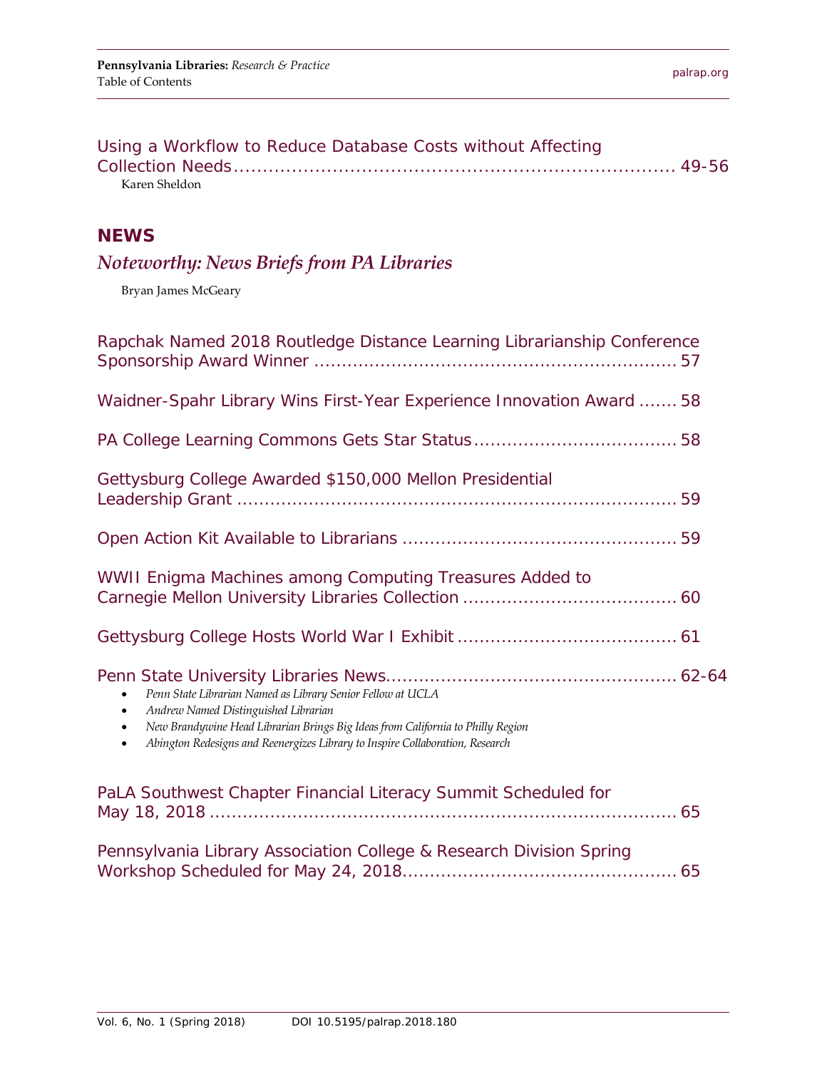Using a Workflow to Reduce Database Costs without Affecting Collection Needs ........ 49-56
Karen Sheldon

## NEWS

### *Noteworthy: News Briefs from PA Libraries*

Bryan James McGeary

Rapchak Named 2018 Routledge Distance Learning Librarianship Conference Sponsorship Award Winner ........ 57

Waidner-Spahr Library Wins First-Year Experience Innovation Award ........ 58

PA College Learning Commons Gets Star Status ........ 58

Gettysburg College Awarded $150,000 Mellon Presidential Leadership Grant ........ 59

Open Action Kit Available to Librarians ........ 59

WWII Enigma Machines among Computing Treasures Added to Carnegie Mellon University Libraries Collection ........ 60

Gettysburg College Hosts World War I Exhibit ........ 61

Penn State University Libraries News ........ 62-64

- *Penn State Librarian Named as Library Senior Fellow at UCLA*
- *Andrew Named Distinguished Librarian*
- *New Brandywine Head Librarian Brings Big Ideas from California to Philly Region*
- *Abington Redesigns and Reenergizes Library to Inspire Collaboration, Research*

PaLA Southwest Chapter Financial Literacy Summit Scheduled for May 18, 2018 ........ 65

Pennsylvania Library Association College & Research Division Spring Workshop Scheduled for May 24, 2018 ........ 65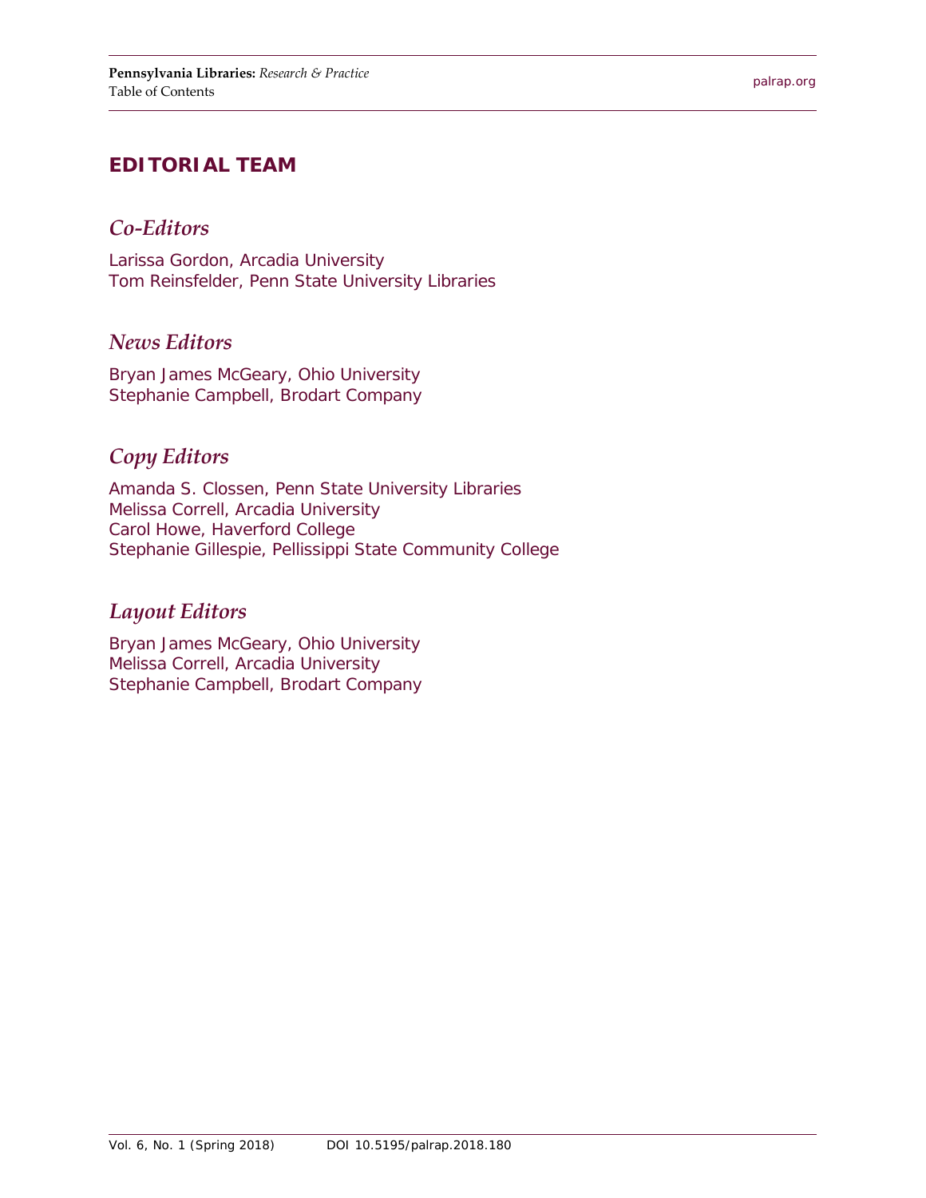## EDITORIAL TEAM

### *Co-Editors*

Larissa Gordon, Arcadia University
Tom Reinsfelder, Penn State University Libraries

### *News Editors*

Bryan James McGeary, Ohio University
Stephanie Campbell, Brodart Company

### *Copy Editors*

Amanda S. Clossen, Penn State University Libraries
Melissa Correll, Arcadia University
Carol Howe, Haverford College
Stephanie Gillespie, Pellissippi State Community College

### *Layout Editors*

Bryan James McGeary, Ohio University
Melissa Correll, Arcadia University
Stephanie Campbell, Brodart Company